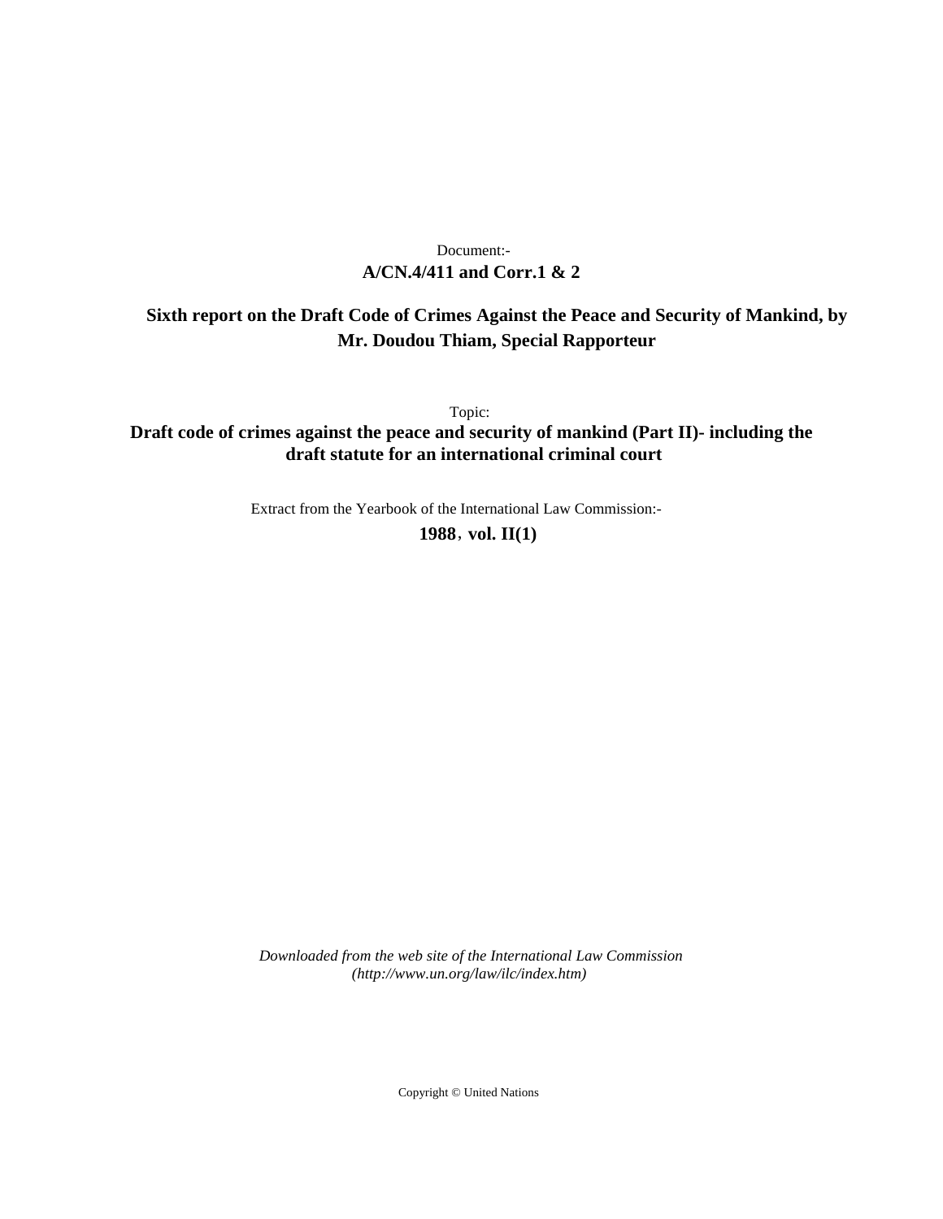Document:-

**A/CN.4/411 and Corr.1 & 2**

**Sixth report on the Draft Code of Crimes Against the Peace and Security of Mankind, by Mr. Doudou Thiam, Special Rapporteur**

Topic:

**Draft code of crimes against the peace and security of mankind (Part II)- including the draft statute for an international criminal court**

Extract from the Yearbook of the International Law Commission:-

**1988, vol. II(1)**

*Downloaded from the web site of the International Law Commission (http://www.un.org/law/ilc/index.htm)*

Copyright © United Nations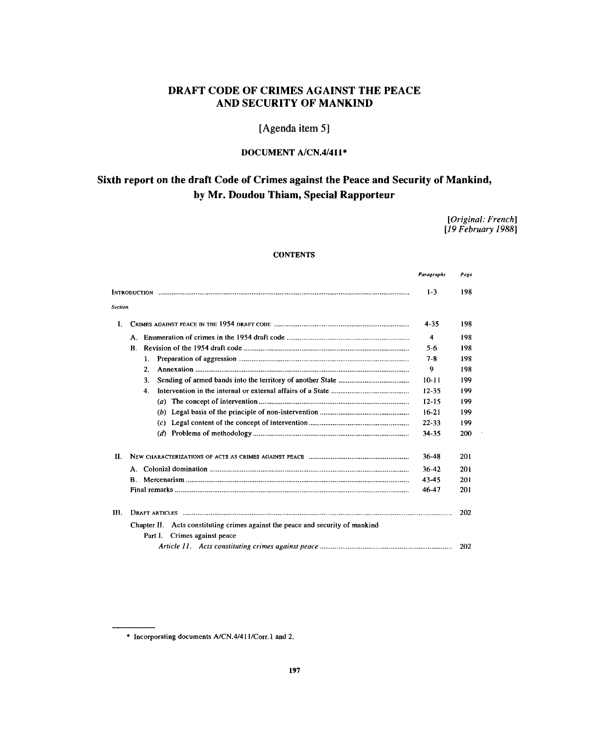# DRAFT CODE OF CRIMES AGAINST THE PEACE AND SECURITY OF MANKIND

## [Agenda item 5]

### DOCUMENT A/CN.4/411*

## Sixth report on the draft Code of Crimes against the Peace and Security of Mankind, by Mr. Doudou Thiam, Special Rapporteur

*[Original: French]*
*[19 February 1988]*

**CONTENTS**

| | *Paragraphs* | *Page* |
|---|---|---|
| INTRODUCTION | 1-3 | 198 |
| *Section* | | |
| I. CRIMES AGAINST PEACE IN THE 1954 DRAFT CODE | 4-35 | 198 |
| A. Enumeration of crimes in the 1954 draft code | 4 | 198 |
| B. Revision of the 1954 draft code | 5-6 | 198 |
| 1. Preparation of aggression | 7-8 | 198 |
| 2. Annexation | 9 | 198 |
| 3. Sending of armed bands into the territory of another State | 10-11 | 199 |
| 4. Intervention in the internal or external affairs of a State | 12-35 | 199 |
| (*a*) The concept of intervention | 12-15 | 199 |
| (*b*) Legal basis of the principle of non-intervention | 16-21 | 199 |
| (*c*) Legal content of the concept of intervention | 22-33 | 199 |
| (*d*) Problems of methodology | 34-35 | 200 |
| II. NEW CHARACTERIZATIONS OF ACTS AS CRIMES AGAINST PEACE | 36-48 | 201 |
| A. Colonial domination | 36-42 | 201 |
| B. Mercenarism | 43-45 | 201 |
| Final remarks | 46-47 | 201 |
| III. DRAFT ARTICLES | | 202 |
| Chapter II. Acts constituting crimes against the peace and security of mankind | | |
| Part I. Crimes against peace | | |
| *Article 11. Acts constituting crimes against peace* | | 202 |

---

\* Incorporating documents A/CN.4/411/Corr.1 and 2.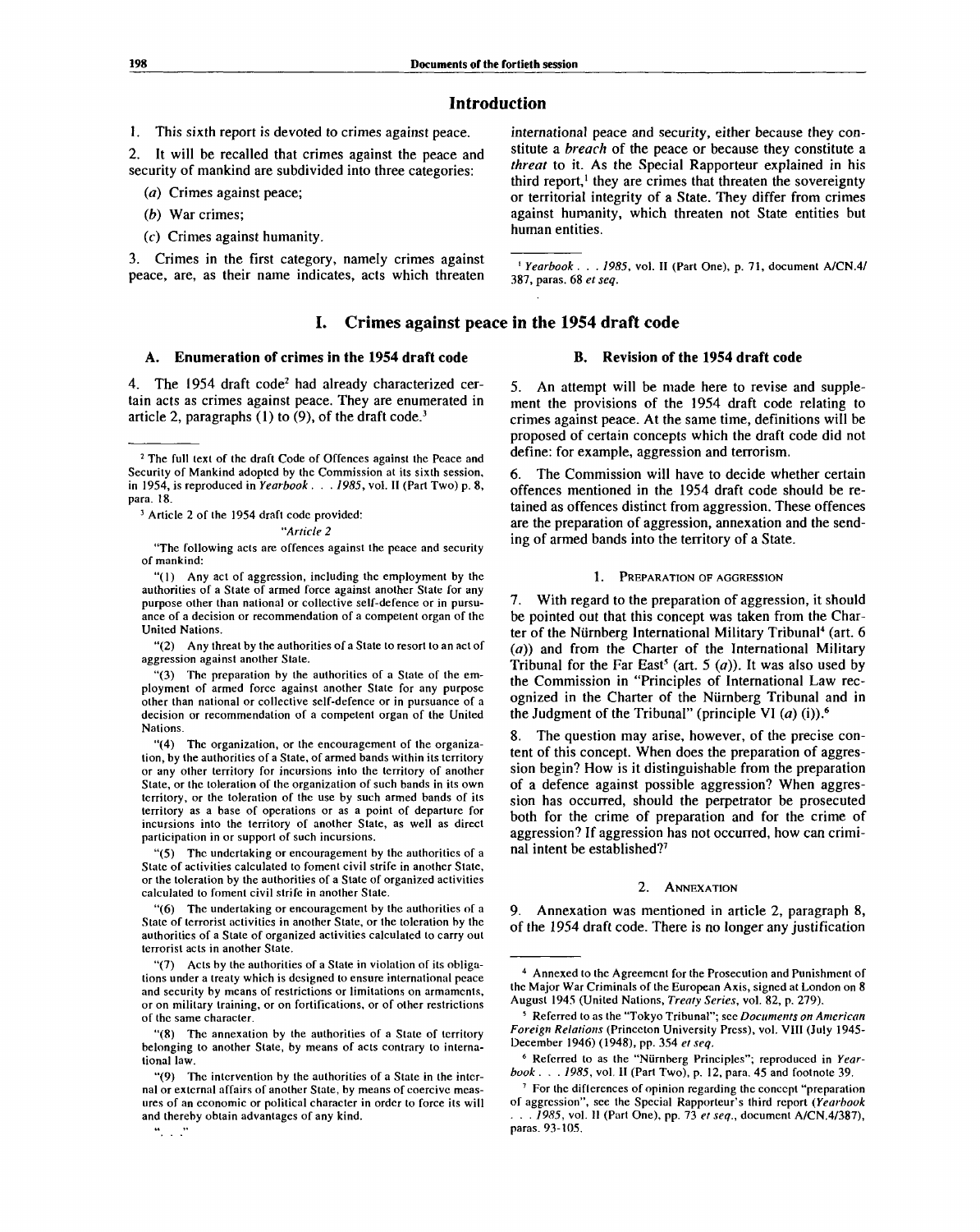## Introduction

1. This sixth report is devoted to crimes against peace.

2. It will be recalled that crimes against the peace and security of mankind are subdivided into three categories:

(*a*) Crimes against peace;

(*b*) War crimes;

(*c*) Crimes against humanity.

3. Crimes in the first category, namely crimes against peace, are, as their name indicates, acts which threaten international peace and security, either because they constitute a *breach* of the peace or because they constitute a *threat* to it. As the Special Rapporteur explained in his third report,[1] they are crimes that threaten the sovereignty or territorial integrity of a State. They differ from crimes against humanity, which threaten not State entities but human entities.

[1] *Yearbook . . . 1985*, vol. II (Part One), p. 71, document A/CN.4/387, paras. 68 *et seq.*

# I. Crimes against peace in the 1954 draft code

## A. Enumeration of crimes in the 1954 draft code

4. The 1954 draft code[2] had already characterized certain acts as crimes against peace. They are enumerated in article 2, paragraphs (1) to (9), of the draft code.[3]

[2] The full text of the draft Code of Offences against the Peace and Security of Mankind adopted by the Commission at its sixth session, in 1954, is reproduced in *Yearbook . . . 1985*, vol. II (Part Two) p. 8, para. 18.

[3] Article 2 of the 1954 draft code provided:

"*Article 2*

"The following acts are offences against the peace and security of mankind:

"(1) Any act of aggression, including the employment by the authorities of a State of armed force against another State for any purpose other than national or collective self-defence or in pursuance of a decision or recommendation of a competent organ of the United Nations.

"(2) Any threat by the authorities of a State to resort to an act of aggression against another State.

"(3) The preparation by the authorities of a State of the employment of armed force against another State for any purpose other than national or collective self-defence or in pursuance of a decision or recommendation of a competent organ of the United Nations.

"(4) The organization, or the encouragement of the organization, by the authorities of a State, of armed bands within its territory or any other territory for incursions into the territory of another State, or the toleration of the organization of such bands in its own territory, or the toleration of the use by such armed bands of its territory as a base of operations or as a point of departure for incursions into the territory of another State, as well as direct participation in or support of such incursions.

"(5) The undertaking or encouragement by the authorities of a State of activities calculated to foment civil strife in another State, or the toleration by the authorities of a State of organized activities calculated to foment civil strife in another State.

"(6) The undertaking or encouragement by the authorities of a State of terrorist activities in another State, or the toleration by the authorities of a State of organized activities calculated to carry out terrorist acts in another State.

"(7) Acts by the authorities of a State in violation of its obligations under a treaty which is designed to ensure international peace and security by means of restrictions or limitations on armaments, or on military training, or on fortifications, or of other restrictions of the same character.

"(8) The annexation by the authorities of a State of territory belonging to another State, by means of acts contrary to international law.

"(9) The intervention by the authorities of a State in the internal or external affairs of another State, by means of coercive measures of an economic or political character in order to force its will and thereby obtain advantages of any kind.

". . ."

## B. Revision of the 1954 draft code

5. An attempt will be made here to revise and supplement the provisions of the 1954 draft code relating to crimes against peace. At the same time, definitions will be proposed of certain concepts which the draft code did not define: for example, aggression and terrorism.

6. The Commission will have to decide whether certain offences mentioned in the 1954 draft code should be retained as offences distinct from aggression. These offences are the preparation of aggression, annexation and the sending of armed bands into the territory of a State.

### 1. Preparation of aggression

7. With regard to the preparation of aggression, it should be pointed out that this concept was taken from the Charter of the Nürnberg International Military Tribunal[4] (art. 6 (*a*)) and from the Charter of the International Military Tribunal for the Far East[5] (art. 5 (*a*)). It was also used by the Commission in "Principles of International Law recognized in the Charter of the Nürnberg Tribunal and in the Judgment of the Tribunal" (principle VI (*a*) (i)).[6]

8. The question may arise, however, of the precise content of this concept. When does the preparation of aggression begin? How is it distinguishable from the preparation of a defence against possible aggression? When aggression has occurred, should the perpetrator be prosecuted both for the crime of preparation and for the crime of aggression? If aggression has not occurred, how can criminal intent be established?[7]

### 2. Annexation

9. Annexation was mentioned in article 2, paragraph 8, of the 1954 draft code. There is no longer any justification

[4] Annexed to the Agreement for the Prosecution and Punishment of the Major War Criminals of the European Axis, signed at London on 8 August 1945 (United Nations, *Treaty Series*, vol. 82, p. 279).

[5] Referred to as the "Tokyo Tribunal"; see *Documents on American Foreign Relations* (Princeton University Press), vol. VIII (July 1945-December 1946) (1948), pp. 354 *et seq.*

[6] Referred to as the "Nürnberg Principles"; reproduced in *Yearbook . . . 1985*, vol. II (Part Two), p. 12, para. 45 and footnote 39.

[7] For the differences of opinion regarding the concept "preparation of aggression", see the Special Rapporteur's third report (*Yearbook . . . 1985*, vol. II (Part One), pp. 73 *et seq.*, document A/CN.4/387), paras. 93-105.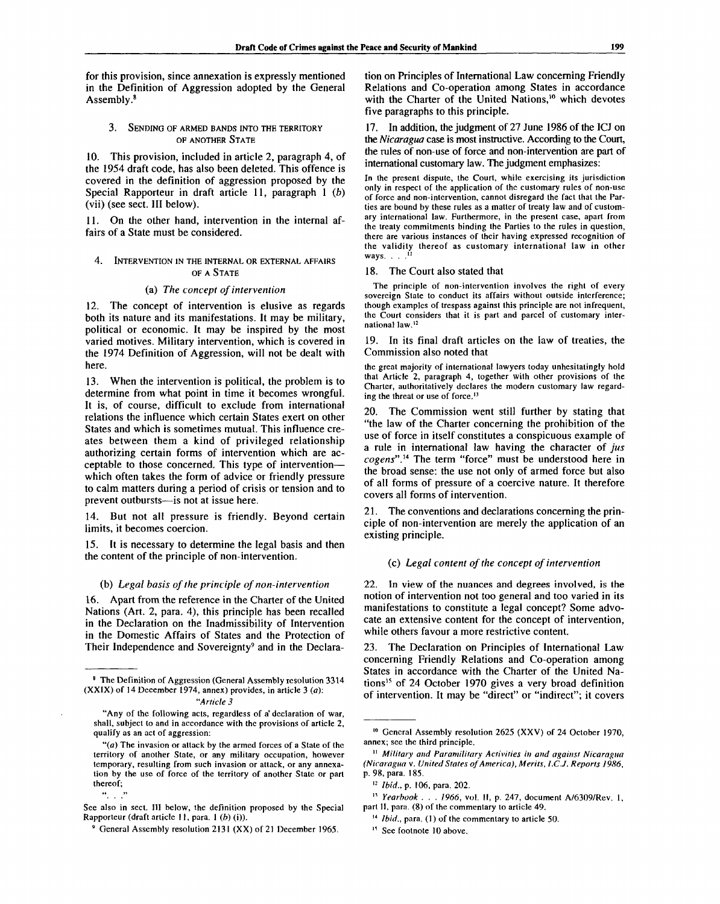for this provision, since annexation is expressly mentioned in the Definition of Aggression adopted by the General Assembly.[8]

### 3. Sending of armed bands into the territory of another State

10. This provision, included in article 2, paragraph 4, of the 1954 draft code, has also been deleted. This offence is covered in the definition of aggression proposed by the Special Rapporteur in draft article 11, paragraph 1 (*b*) (vii) (see sect. III below).

11. On the other hand, intervention in the internal affairs of a State must be considered.

### 4. Intervention in the internal or external affairs of a State

#### (a) *The concept of intervention*

12. The concept of intervention is elusive as regards both its nature and its manifestations. It may be military, political or economic. It may be inspired by the most varied motives. Military intervention, which is covered in the 1974 Definition of Aggression, will not be dealt with here.

13. When the intervention is political, the problem is to determine from what point in time it becomes wrongful. It is, of course, difficult to exclude from international relations the influence which certain States exert on other States and which is sometimes mutual. This influence creates between them a kind of privileged relationship authorizing certain forms of intervention which are acceptable to those concerned. This type of intervention—which often takes the form of advice or friendly pressure to calm matters during a period of crisis or tension and to prevent outbursts—is not at issue here.

14. But not all pressure is friendly. Beyond certain limits, it becomes coercion.

15. It is necessary to determine the legal basis and then the content of the principle of non-intervention.

#### (b) *Legal basis of the principle of non-intervention*

16. Apart from the reference in the Charter of the United Nations (Art. 2, para. 4), this principle has been recalled in the Declaration on the Inadmissibility of Intervention in the Domestic Affairs of States and the Protection of Their Independence and Sovereignty[9] and in the Declaration on Principles of International Law concerning Friendly Relations and Co-operation among States in accordance with the Charter of the United Nations,[10] which devotes five paragraphs to this principle.

17. In addition, the judgment of 27 June 1986 of the ICJ on the *Nicaragua* case is most instructive. According to the Court, the rules of non-use of force and non-intervention are part of international customary law. The judgment emphasizes:

> In the present dispute, the Court, while exercising its jurisdiction only in respect of the application of the customary rules of non-use of force and non-intervention, cannot disregard the fact that the Parties are bound by these rules as a matter of treaty law and of customary international law. Furthermore, in the present case, apart from the treaty commitments binding the Parties to the rules in question, there are various instances of their having expressed recognition of the validity thereof as customary international law in other ways. . . .[11]

18. The Court also stated that

> The principle of non-intervention involves the right of every sovereign State to conduct its affairs without outside interference; though examples of trespass against this principle are not infrequent, the Court considers that it is part and parcel of customary international law.[12]

19. In its final draft articles on the law of treaties, the Commission also noted that

> the great majority of international lawyers today unhesitatingly hold that Article 2, paragraph 4, together with other provisions of the Charter, authoritatively declares the modern customary law regarding the threat or use of force.[13]

20. The Commission went still further by stating that "the law of the Charter concerning the prohibition of the use of force in itself constitutes a conspicuous example of a rule in international law having the character of *jus cogens*".[14] The term "force" must be understood here in the broad sense: the use not only of armed force but also of all forms of pressure of a coercive nature. It therefore covers all forms of intervention.

21. The conventions and declarations concerning the principle of non-intervention are merely the application of an existing principle.

#### (c) *Legal content of the concept of intervention*

22. In view of the nuances and degrees involved, is the notion of intervention not too general and too varied in its manifestations to constitute a legal concept? Some advocate an extensive content for the concept of intervention, while others favour a more restrictive content.

23. The Declaration on Principles of International Law concerning Friendly Relations and Co-operation among States in accordance with the Charter of the United Nations[15] of 24 October 1970 gives a very broad definition of intervention. It may be "direct" or "indirect"; it covers

---

[8] The Definition of Aggression (General Assembly resolution 3314 (XXIX) of 14 December 1974, annex) provides, in article 3 (*a*):

"*Article 3*

"Any of the following acts, regardless of a declaration of war, shall, subject to and in accordance with the provisions of article 2, qualify as an act of aggression:

"(*a*) The invasion or attack by the armed forces of a State of the territory of another State, or any military occupation, however temporary, resulting from such invasion or attack, or any annexation by the use of force of the territory of another State or part thereof;

". . ."

See also in sect. III below, the definition proposed by the Special Rapporteur (draft article 11, para. 1 (*b*) (i)).

[9] General Assembly resolution 2131 (XX) of 21 December 1965.

[10] General Assembly resolution 2625 (XXV) of 24 October 1970, annex; see the third principle.

[11] *Military and Paramilitary Activities in and against Nicaragua (Nicaragua* v. *United States of America), Merits, I.C.J. Reports 1986*, p. 98, para. 185.

[12] *Ibid.*, p. 106, para. 202.

[13] *Yearbook . . . 1966*, vol. II, p. 247, document A/6309/Rev. 1, part II, para. (8) of the commentary to article 49.

[14] *Ibid.*, para. (1) of the commentary to article 50.

[15] See footnote 10 above.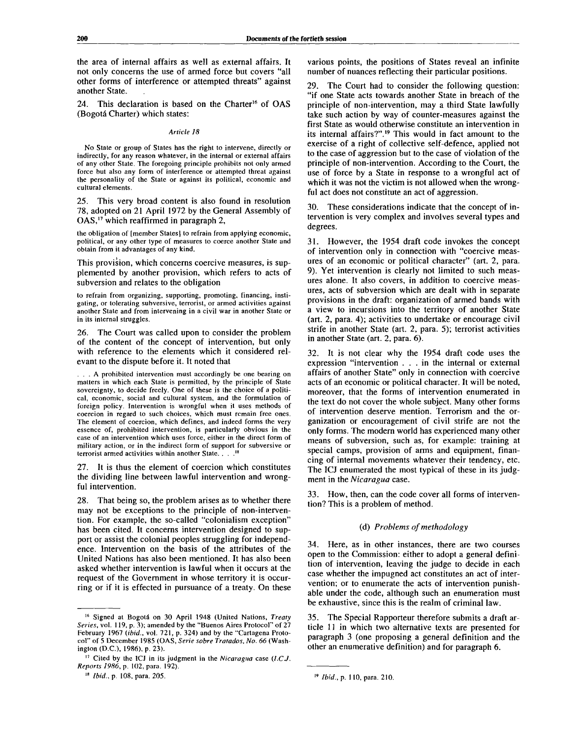the area of internal affairs as well as external affairs. It not only concerns the use of armed force but covers "all other forms of interference or attempted threats" against another State.

24. This declaration is based on the Charter[16] of OAS (Bogotá Charter) which states:

*Article 18*

> No State or group of States has the right to intervene, directly or indirectly, for any reason whatever, in the internal or external affairs of any other State. The foregoing principle prohibits not only armed force but also any form of interference or attempted threat against the personality of the State or against its political, economic and cultural elements.

25. This very broad content is also found in resolution 78, adopted on 21 April 1972 by the General Assembly of OAS,[17] which reaffirmed in paragraph 2,

> the obligation of [member States] to refrain from applying economic, political, or any other type of measures to coerce another State and obtain from it advantages of any kind.

This provision, which concerns coercive measures, is supplemented by another provision, which refers to acts of subversion and relates to the obligation

> to refrain from organizing, supporting, promoting, financing, instigating, or tolerating subversive, terrorist, or armed activities against another State and from intervening in a civil war in another State or in its internal struggles.

26. The Court was called upon to consider the problem of the content of the concept of intervention, but only with reference to the elements which it considered relevant to the dispute before it. It noted that

> . . . A prohibited intervention must accordingly be one bearing on matters in which each State is permitted, by the principle of State sovereignty, to decide freely. One of these is the choice of a political, economic, social and cultural system, and the formulation of foreign policy. Intervention is wrongful when it uses methods of coercion in regard to such choices, which must remain free ones. The element of coercion, which defines, and indeed forms the very essence of, prohibited intervention, is particularly obvious in the case of an intervention which uses force, either in the direct form of military action, or in the indirect form of support for subversive or terrorist armed activities within another State. . . .[18]

27. It is thus the element of coercion which constitutes the dividing line between lawful intervention and wrongful intervention.

28. That being so, the problem arises as to whether there may not be exceptions to the principle of non-intervention. For example, the so-called "colonialism exception" has been cited. It concerns intervention designed to support or assist the colonial peoples struggling for independence. Intervention on the basis of the attributes of the United Nations has also been mentioned. It has also been asked whether intervention is lawful when it occurs at the request of the Government in whose territory it is occurring or if it is effected in pursuance of a treaty. On these various points, the positions of States reveal an infinite number of nuances reflecting their particular positions.

29. The Court had to consider the following question: "if one State acts towards another State in breach of the principle of non-intervention, may a third State lawfully take such action by way of counter-measures against the first State as would otherwise constitute an intervention in its internal affairs?".[19] This would in fact amount to the exercise of a right of collective self-defence, applied not to the case of aggression but to the case of violation of the principle of non-intervention. According to the Court, the use of force by a State in response to a wrongful act of which it was not the victim is not allowed when the wrongful act does not constitute an act of aggression.

30. These considerations indicate that the concept of intervention is very complex and involves several types and degrees.

31. However, the 1954 draft code invokes the concept of intervention only in connection with "coercive measures of an economic or political character" (art. 2, para. 9). Yet intervention is clearly not limited to such measures alone. It also covers, in addition to coercive measures, acts of subversion which are dealt with in separate provisions in the draft: organization of armed bands with a view to incursions into the territory of another State (art. 2, para. 4); activities to undertake or encourage civil strife in another State (art. 2, para. 5); terrorist activities in another State (art. 2, para. 6).

32. It is not clear why the 1954 draft code uses the expression "intervention . . . in the internal or external affairs of another State" only in connection with coercive acts of an economic or political character. It will be noted, moreover, that the forms of intervention enumerated in the text do not cover the whole subject. Many other forms of intervention deserve mention. Terrorism and the organization or encouragement of civil strife are not the only forms. The modern world has experienced many other means of subversion, such as, for example: training at special camps, provision of arms and equipment, financing of internal movements whatever their tendency, etc. The ICJ enumerated the most typical of these in its judgment in the *Nicaragua* case.

33. How, then, can the code cover all forms of intervention? This is a problem of method.

### (d) *Problems of methodology*

34. Here, as in other instances, there are two courses open to the Commission: either to adopt a general definition of intervention, leaving the judge to decide in each case whether the impugned act constitutes an act of intervention; or to enumerate the acts of intervention punishable under the code, although such an enumeration must be exhaustive, since this is the realm of criminal law.

35. The Special Rapporteur therefore submits a draft article 11 in which two alternative texts are presented for paragraph 3 (one proposing a general definition and the other an enumerative definition) and for paragraph 6.

---

[16] Signed at Bogotá on 30 April 1948 (United Nations, *Treaty Series*, vol. 119, p. 3); amended by the "Buenos Aires Protocol" of 27 February 1967 (*ibid.*, vol. 721, p. 324) and by the "Cartagena Protocol" of 5 December 1985 (OAS, *Serie sobre Tratados, No. 66* (Washington (D.C.), 1986), p. 23).

[17] Cited by the ICJ in its judgment in the *Nicaragua* case (*I.C.J. Reports 1986*, p. 102, para. 192).

[18] *Ibid.*, p. 108, para. 205.

[19] *Ibid.*, p. 110, para. 210.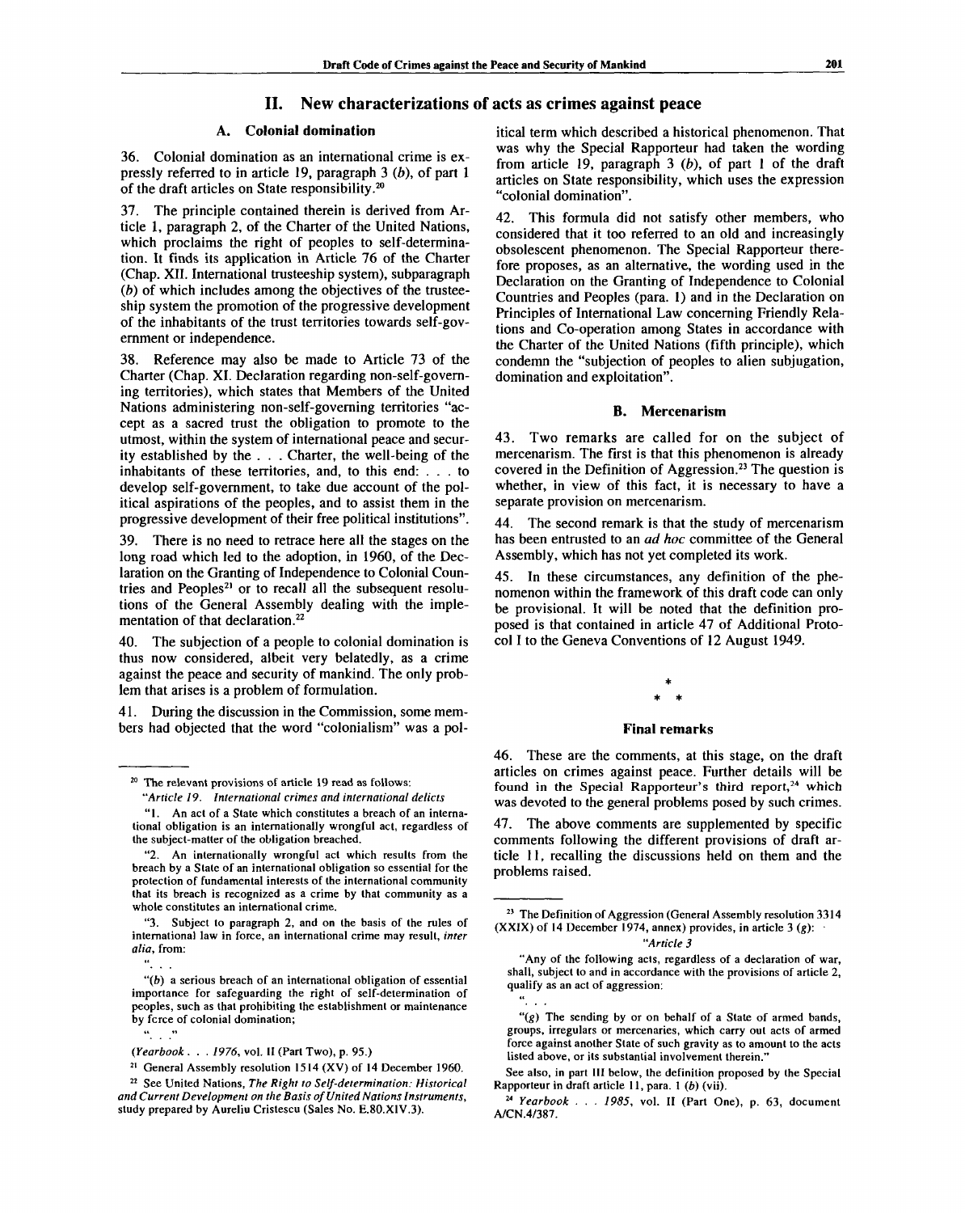## II. New characterizations of acts as crimes against peace

### A. Colonial domination

36. Colonial domination as an international crime is expressly referred to in article 19, paragraph 3 (*b*), of part 1 of the draft articles on State responsibility.[20]

37. The principle contained therein is derived from Article 1, paragraph 2, of the Charter of the United Nations, which proclaims the right of peoples to self-determination. It finds its application in Article 76 of the Charter (Chap. XII. International trusteeship system), subparagraph (*b*) of which includes among the objectives of the trusteeship system the promotion of the progressive development of the inhabitants of the trust territories towards self-government or independence.

38. Reference may also be made to Article 73 of the Charter (Chap. XI. Declaration regarding non-self-governing territories), which states that Members of the United Nations administering non-self-governing territories "accept as a sacred trust the obligation to promote to the utmost, within the system of international peace and security established by the . . . Charter, the well-being of the inhabitants of these territories, and, to this end: . . . to develop self-government, to take due account of the political aspirations of the peoples, and to assist them in the progressive development of their free political institutions".

39. There is no need to retrace here all the stages on the long road which led to the adoption, in 1960, of the Declaration on the Granting of Independence to Colonial Countries and Peoples[21] or to recall all the subsequent resolutions of the General Assembly dealing with the implementation of that declaration.[22]

40. The subjection of a people to colonial domination is thus now considered, albeit very belatedly, as a crime against the peace and security of mankind. The only problem that arises is a problem of formulation.

41. During the discussion in the Commission, some members had objected that the word "colonialism" was a political term which described a historical phenomenon. That was why the Special Rapporteur had taken the wording from article 19, paragraph 3 (*b*), of part 1 of the draft articles on State responsibility, which uses the expression "colonial domination".

42. This formula did not satisfy other members, who considered that it too referred to an old and increasingly obsolescent phenomenon. The Special Rapporteur therefore proposes, as an alternative, the wording used in the Declaration on the Granting of Independence to Colonial Countries and Peoples (para. 1) and in the Declaration on Principles of International Law concerning Friendly Relations and Co-operation among States in accordance with the Charter of the United Nations (fifth principle), which condemn the "subjection of peoples to alien subjugation, domination and exploitation".

### B. Mercenarism

43. Two remarks are called for on the subject of mercenarism. The first is that this phenomenon is already covered in the Definition of Aggression.[23] The question is whether, in view of this fact, it is necessary to have a separate provision on mercenarism.

44. The second remark is that the study of mercenarism has been entrusted to an *ad hoc* committee of the General Assembly, which has not yet completed its work.

45. In these circumstances, any definition of the phenomenon within the framework of this draft code can only be provisional. It will be noted that the definition proposed is that contained in article 47 of Additional Protocol I to the Geneva Conventions of 12 August 1949.

\*
\* \*

### Final remarks

46. These are the comments, at this stage, on the draft articles on crimes against peace. Further details will be found in the Special Rapporteur's third report,[24] which was devoted to the general problems posed by such crimes.

47. The above comments are supplemented by specific comments following the different provisions of draft article 11, recalling the discussions held on them and the problems raised.

---

[20] The relevant provisions of article 19 read as follows:

"*Article 19. International crimes and international delicts*

"1. An act of a State which constitutes a breach of an international obligation is an internationally wrongful act, regardless of the subject-matter of the obligation breached.

"2. An internationally wrongful act which results from the breach by a State of an international obligation so essential for the protection of fundamental interests of the international community that its breach is recognized as a crime by that community as a whole constitutes an international crime.

"3. Subject to paragraph 2, and on the basis of the rules of international law in force, an international crime may result, *inter alia*, from:

". . .

"(*b*) a serious breach of an international obligation of essential importance for safeguarding the right of self-determination of peoples, such as that prohibiting the establishment or maintenance by force of colonial domination;

". . ."

(*Yearbook . . . 1976*, vol. II (Part Two), p. 95.)

[21] General Assembly resolution 1514 (XV) of 14 December 1960.

[22] See United Nations, *The Right to Self-determination: Historical and Current Development on the Basis of United Nations Instruments*, study prepared by Aureliu Cristescu (Sales No. E.80.XIV.3).

[23] The Definition of Aggression (General Assembly resolution 3314 (XXIX) of 14 December 1974, annex) provides, in article 3 (*g*):

"*Article 3*

"Any of the following acts, regardless of a declaration of war, shall, subject to and in accordance with the provisions of article 2, qualify as an act of aggression:

". . .

"(*g*) The sending by or on behalf of a State of armed bands, groups, irregulars or mercenaries, which carry out acts of armed force against another State of such gravity as to amount to the acts listed above, or its substantial involvement therein."

See also, in part III below, the definition proposed by the Special Rapporteur in draft article 11, para. 1 (*b*) (vii).

[24] *Yearbook . . . 1985*, vol. II (Part One), p. 63, document A/CN.4/387.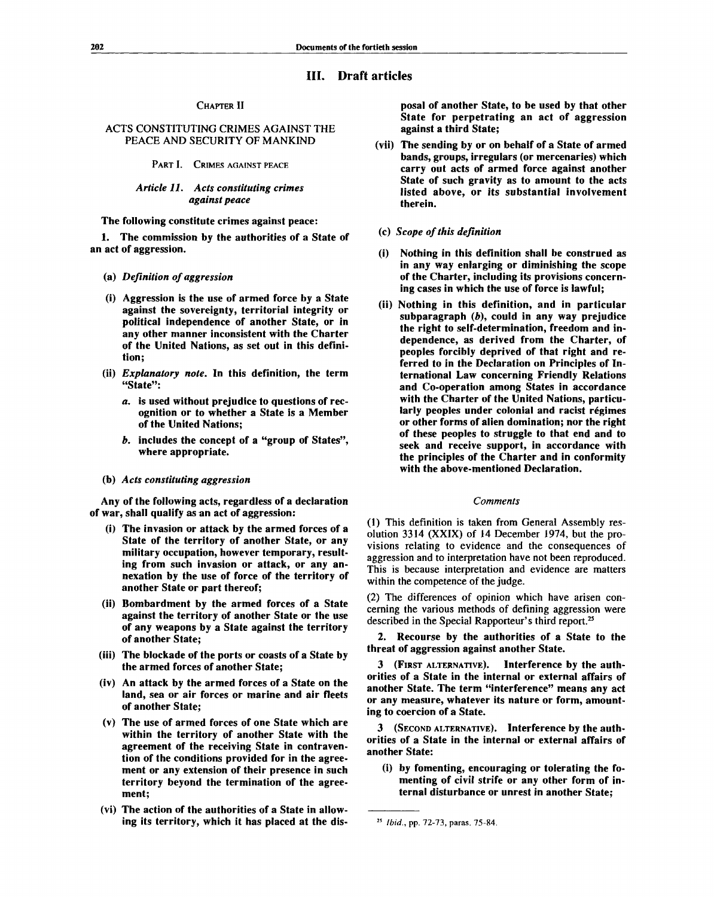# III. Draft articles

CHAPTER II

ACTS CONSTITUTING CRIMES AGAINST THE PEACE AND SECURITY OF MANKIND

PART I. CRIMES AGAINST PEACE

*Article 11. Acts constituting crimes against peace*

**The following constitute crimes against peace:**

**1. The commission by the authorities of a State of an act of aggression.**

**(a) *Definition of aggression***

**(i) Aggression is the use of armed force by a State against the sovereignty, territorial integrity or political independence of another State, or in any other manner inconsistent with the Charter of the United Nations, as set out in this definition;**

**(ii) *Explanatory note.* In this definition, the term "State":**

**a. is used without prejudice to questions of recognition or to whether a State is a Member of the United Nations;**

**b. includes the concept of a "group of States", where appropriate.**

**(b) *Acts constituting aggression***

**Any of the following acts, regardless of a declaration of war, shall qualify as an act of aggression:**

**(i) The invasion or attack by the armed forces of a State of the territory of another State, or any military occupation, however temporary, resulting from such invasion or attack, or any annexation by the use of force of the territory of another State or part thereof;**

**(ii) Bombardment by the armed forces of a State against the territory of another State or the use of any weapons by a State against the territory of another State;**

**(iii) The blockade of the ports or coasts of a State by the armed forces of another State;**

**(iv) An attack by the armed forces of a State on the land, sea or air forces or marine and air fleets of another State;**

**(v) The use of armed forces of one State which are within the territory of another State with the agreement of the receiving State in contravention of the conditions provided for in the agreement or any extension of their presence in such territory beyond the termination of the agreement;**

**(vi) The action of the authorities of a State in allowing its territory, which it has placed at the disposal of another State, to be used by that other State for perpetrating an act of aggression against a third State;**

**(vii) The sending by or on behalf of a State of armed bands, groups, irregulars (or mercenaries) which carry out acts of armed force against another State of such gravity as to amount to the acts listed above, or its substantial involvement therein.**

**(c) *Scope of this definition***

**(i) Nothing in this definition shall be construed as in any way enlarging or diminishing the scope of the Charter, including its provisions concerning cases in which the use of force is lawful;**

**(ii) Nothing in this definition, and in particular subparagraph (*b*), could in any way prejudice the right to self-determination, freedom and independence, as derived from the Charter, of peoples forcibly deprived of that right and referred to in the Declaration on Principles of International Law concerning Friendly Relations and Co-operation among States in accordance with the Charter of the United Nations, particularly peoples under colonial and racist régimes or other forms of alien domination; nor the right of these peoples to struggle to that end and to seek and receive support, in accordance with the principles of the Charter and in conformity with the above-mentioned Declaration.**

*Comments*

(1) This definition is taken from General Assembly resolution 3314 (XXIX) of 14 December 1974, but the provisions relating to evidence and the consequences of aggression and to interpretation have not been reproduced. This is because interpretation and evidence are matters within the competence of the judge.

(2) The differences of opinion which have arisen concerning the various methods of defining aggression were described in the Special Rapporteur's third report.[25]

**2. Recourse by the authorities of a State to the threat of aggression against another State.**

**3 (FIRST ALTERNATIVE). Interference by the authorities of a State in the internal or external affairs of another State. The term "interference" means any act or any measure, whatever its nature or form, amounting to coercion of a State.**

**3 (SECOND ALTERNATIVE). Interference by the authorities of a State in the internal or external affairs of another State:**

**(i) by fomenting, encouraging or tolerating the fomenting of civil strife or any other form of internal disturbance or unrest in another State;**

---

[25] *Ibid.*, pp. 72-73, paras. 75-84.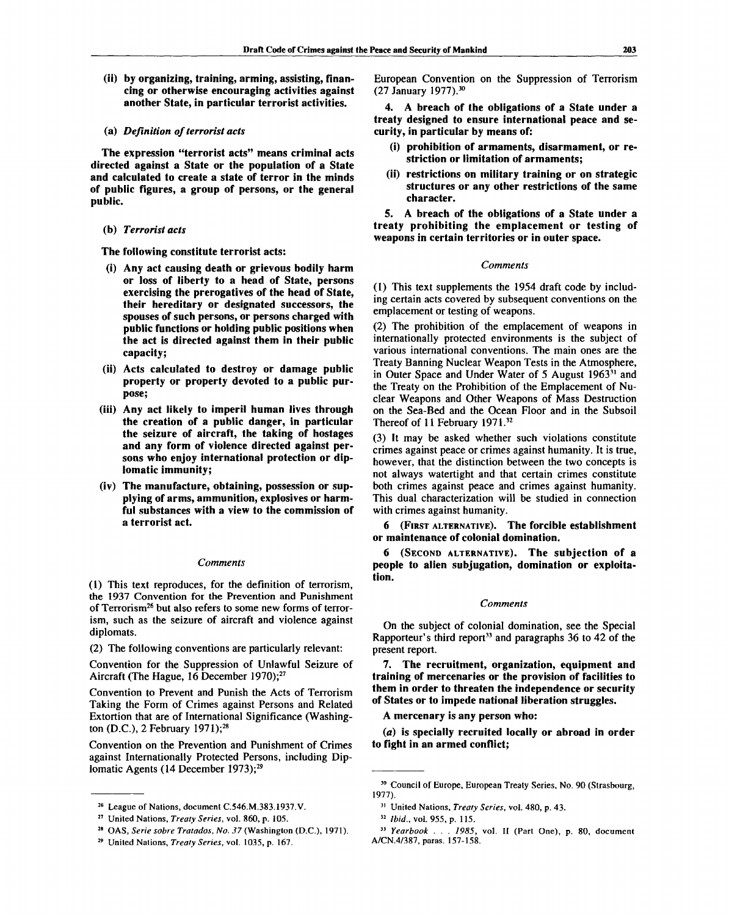**(ii) by organizing, training, arming, assisting, financing or otherwise encouraging activities against another State, in particular terrorist activities.**

(a) *Definition of terrorist acts*

**The expression "terrorist acts" means criminal acts directed against a State or the population of a State and calculated to create a state of terror in the minds of public figures, a group of persons, or the general public.**

(b) *Terrorist acts*

**The following constitute terrorist acts:**

**(i) Any act causing death or grievous bodily harm or loss of liberty to a head of State, persons exercising the prerogatives of the head of State, their hereditary or designated successors, the spouses of such persons, or persons charged with public functions or holding public positions when the act is directed against them in their public capacity;**

**(ii) Acts calculated to destroy or damage public property or property devoted to a public purpose;**

**(iii) Any act likely to imperil human lives through the creation of a public danger, in particular the seizure of aircraft, the taking of hostages and any form of violence directed against persons who enjoy international protection or diplomatic immunity;**

**(iv) The manufacture, obtaining, possession or supplying of arms, ammunition, explosives or harmful substances with a view to the commission of a terrorist act.**

*Comments*

(1) This text reproduces, for the definition of terrorism, the 1937 Convention for the Prevention and Punishment of Terrorism[26] but also refers to some new forms of terrorism, such as the seizure of aircraft and violence against diplomats.

(2) The following conventions are particularly relevant:

Convention for the Suppression of Unlawful Seizure of Aircraft (The Hague, 16 December 1970);[27]

Convention to Prevent and Punish the Acts of Terrorism Taking the Form of Crimes against Persons and Related Extortion that are of International Significance (Washington (D.C.), 2 February 1971);[28]

Convention on the Prevention and Punishment of Crimes against Internationally Protected Persons, including Diplomatic Agents (14 December 1973);[29]

European Convention on the Suppression of Terrorism (27 January 1977).[30]

**4. A breach of the obligations of a State under a treaty designed to ensure international peace and security, in particular by means of:**

**(i) prohibition of armaments, disarmament, or restriction or limitation of armaments;**

**(ii) restrictions on military training or on strategic structures or any other restrictions of the same character.**

**5. A breach of the obligations of a State under a treaty prohibiting the emplacement or testing of weapons in certain territories or in outer space.**

*Comments*

(1) This text supplements the 1954 draft code by including certain acts covered by subsequent conventions on the emplacement or testing of weapons.

(2) The prohibition of the emplacement of weapons in internationally protected environments is the subject of various international conventions. The main ones are the Treaty Banning Nuclear Weapon Tests in the Atmosphere, in Outer Space and Under Water of 5 August 1963[31] and the Treaty on the Prohibition of the Emplacement of Nuclear Weapons and Other Weapons of Mass Destruction on the Sea-Bed and the Ocean Floor and in the Subsoil Thereof of 11 February 1971.[32]

(3) It may be asked whether such violations constitute crimes against peace or crimes against humanity. It is true, however, that the distinction between the two concepts is not always watertight and that certain crimes constitute both crimes against peace and crimes against humanity. This dual characterization will be studied in connection with crimes against humanity.

**6** (FIRST ALTERNATIVE). **The forcible establishment or maintenance of colonial domination.**

**6** (SECOND ALTERNATIVE). **The subjection of a people to alien subjugation, domination or exploitation.**

*Comments*

On the subject of colonial domination, see the Special Rapporteur's third report[33] and paragraphs 36 to 42 of the present report.

**7. The recruitment, organization, equipment and training of mercenaries or the provision of facilities to them in order to threaten the independence or security of States or to impede national liberation struggles.**

**A mercenary is any person who:**

**(*a*) is specially recruited locally or abroad in order to fight in an armed conflict;**

---

[26] League of Nations, document C.546.M.383.1937.V.

[27] United Nations, *Treaty Series*, vol. 860, p. 105.

[28] OAS, *Serie sobre Tratados, No. 37* (Washington (D.C.), 1971).

[29] United Nations, *Treaty Series*, vol. 1035, p. 167.

[30] Council of Europe, European Treaty Series, No. 90 (Strasbourg, 1977).

[31] United Nations, *Treaty Series*, vol. 480, p. 43.

[32] *Ibid.*, vol. 955, p. 115.

[33] *Yearbook . . . 1985*, vol. II (Part One), p. 80, document A/CN.4/387, paras. 157-158.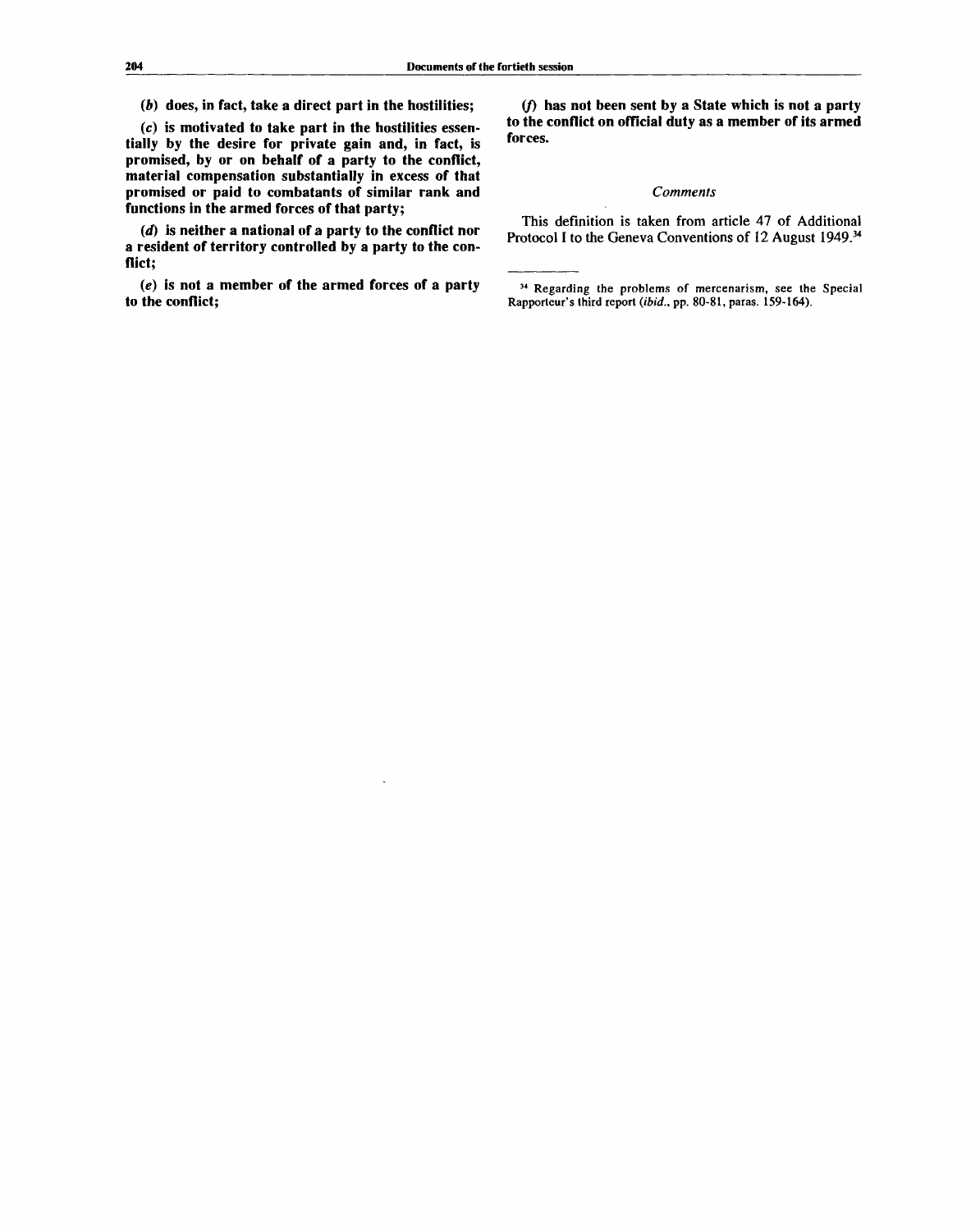**(*b*) does, in fact, take a direct part in the hostilities;**

**(*c*) is motivated to take part in the hostilities essentially by the desire for private gain and, in fact, is promised, by or on behalf of a party to the conflict, material compensation substantially in excess of that promised or paid to combatants of similar rank and functions in the armed forces of that party;**

**(*d*) is neither a national of a party to the conflict nor a resident of territory controlled by a party to the conflict;**

**(*e*) is not a member of the armed forces of a party to the conflict;**

**(*f*) has not been sent by a State which is not a party to the conflict on official duty as a member of its armed forces.**

*Comments*

This definition is taken from article 47 of Additional Protocol I to the Geneva Conventions of 12 August 1949.[34]

---

[34] Regarding the problems of mercenarism, see the Special Rapporteur's third report (*ibid.*, pp. 80-81, paras. 159-164).